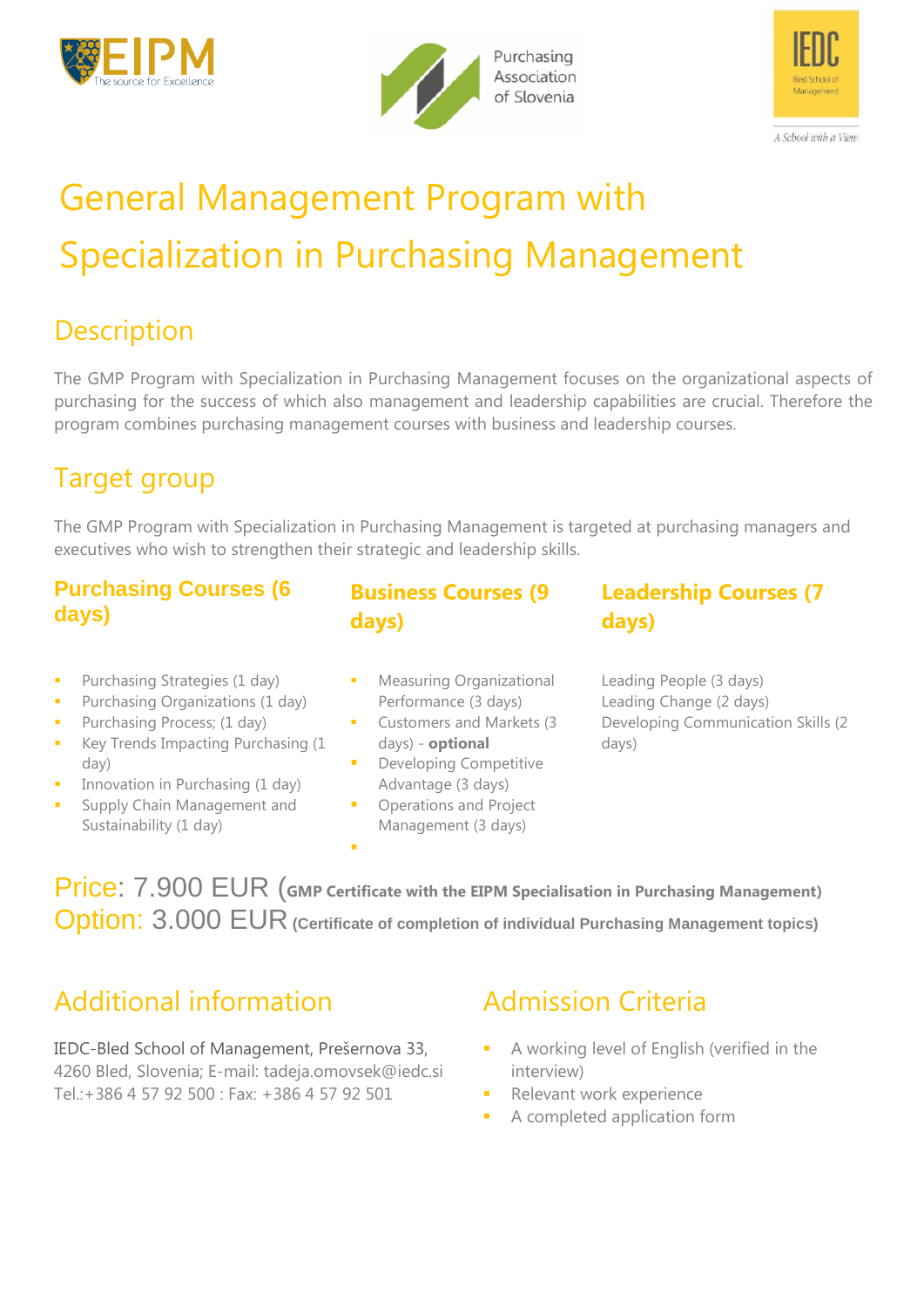# General Management Program with Specialization in Purchasing Management

## Description

The GMP Program with Specialization in Purchasing Management focuses on the organizational aspects of purchasing for the success of which also management and leadership capabilities are crucial. Therefore the program combines purchasing management courses with business and leadership courses.

## Target group

The GMP Program with Specialization in Purchasing Management is targeted at purchasing managers and executives who wish to strengthen their strategic and leadership skills.

### Purchasing Courses (6 days)

- Purchasing Strategies (1 day)
- Purchasing Organizations (1 day)
- Purchasing Process; (1 day)
- Key Trends Impacting Purchasing (1 day)
- Innovation in Purchasing (1 day)
- Supply Chain Management and Sustainability (1 day)

### Business Courses (9 days)

- Measuring Organizational Performance (3 days)
- Customers and Markets (3 days) - **optional**
- Developing Competitive Advantage (3 days)
- Operations and Project Management (3 days)

### Leadership Courses (7 days)

Leading People (3 days)
Leading Change (2 days)
Developing Communication Skills (2 days)

Price: 7.900 EUR (**GMP Certificate with the EIPM Specialisation in Purchasing Management)**
Option: 3.000 EUR **(Certificate of completion of individual Purchasing Management topics)**

## Additional information

IEDC-Bled School of Management, Prešernova 33, 4260 Bled, Slovenia; E-mail: tadeja.omovsek@iedc.si
Tel.:+386 4 57 92 500 : Fax: +386 4 57 92 501

## Admission Criteria

- A working level of English (verified in the interview)
- Relevant work experience
- A completed application form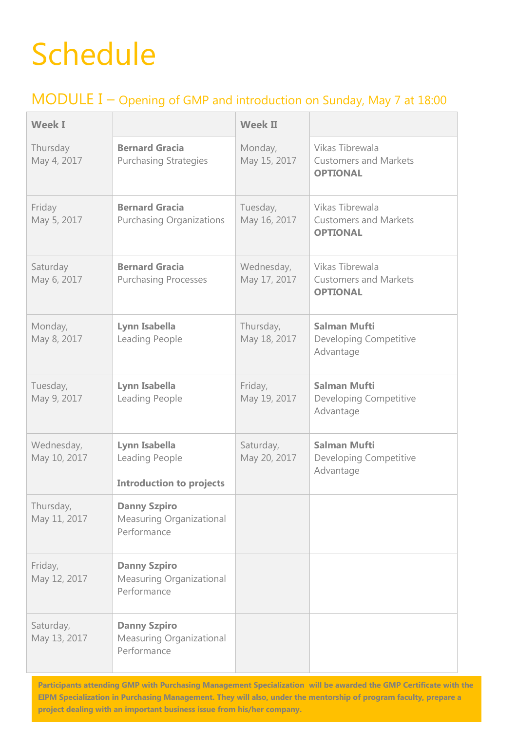# Schedule

## MODULE I – Opening of GMP and introduction on Sunday, May 7 at 18:00

| Week I | | Week II | |
|---|---|---|---|
| Thursday May 4, 2017 | **Bernard Gracia** Purchasing Strategies | Monday, May 15, 2017 | Vikas Tibrewala Customers and Markets **OPTIONAL** |
| Friday May 5, 2017 | **Bernard Gracia** Purchasing Organizations | Tuesday, May 16, 2017 | Vikas Tibrewala Customers and Markets **OPTIONAL** |
| Saturday May 6, 2017 | **Bernard Gracia** Purchasing Processes | Wednesday, May 17, 2017 | Vikas Tibrewala Customers and Markets **OPTIONAL** |
| Monday, May 8, 2017 | **Lynn Isabella** Leading People | Thursday, May 18, 2017 | **Salman Mufti** Developing Competitive Advantage |
| Tuesday, May 9, 2017 | **Lynn Isabella** Leading People | Friday, May 19, 2017 | **Salman Mufti** Developing Competitive Advantage |
| Wednesday, May 10, 2017 | **Lynn Isabella** Leading People **Introduction to projects** | Saturday, May 20, 2017 | **Salman Mufti** Developing Competitive Advantage |
| Thursday, May 11, 2017 | **Danny Szpiro** Measuring Organizational Performance | | |
| Friday, May 12, 2017 | **Danny Szpiro** Measuring Organizational Performance | | |
| Saturday, May 13, 2017 | **Danny Szpiro** Measuring Organizational Performance | | |

**Participants attending GMP with Purchasing Management Specialization will be awarded the GMP Certificate with the EIPM Specialization in Purchasing Management. They will also, under the mentorship of program faculty, prepare a project dealing with an important business issue from his/her company.**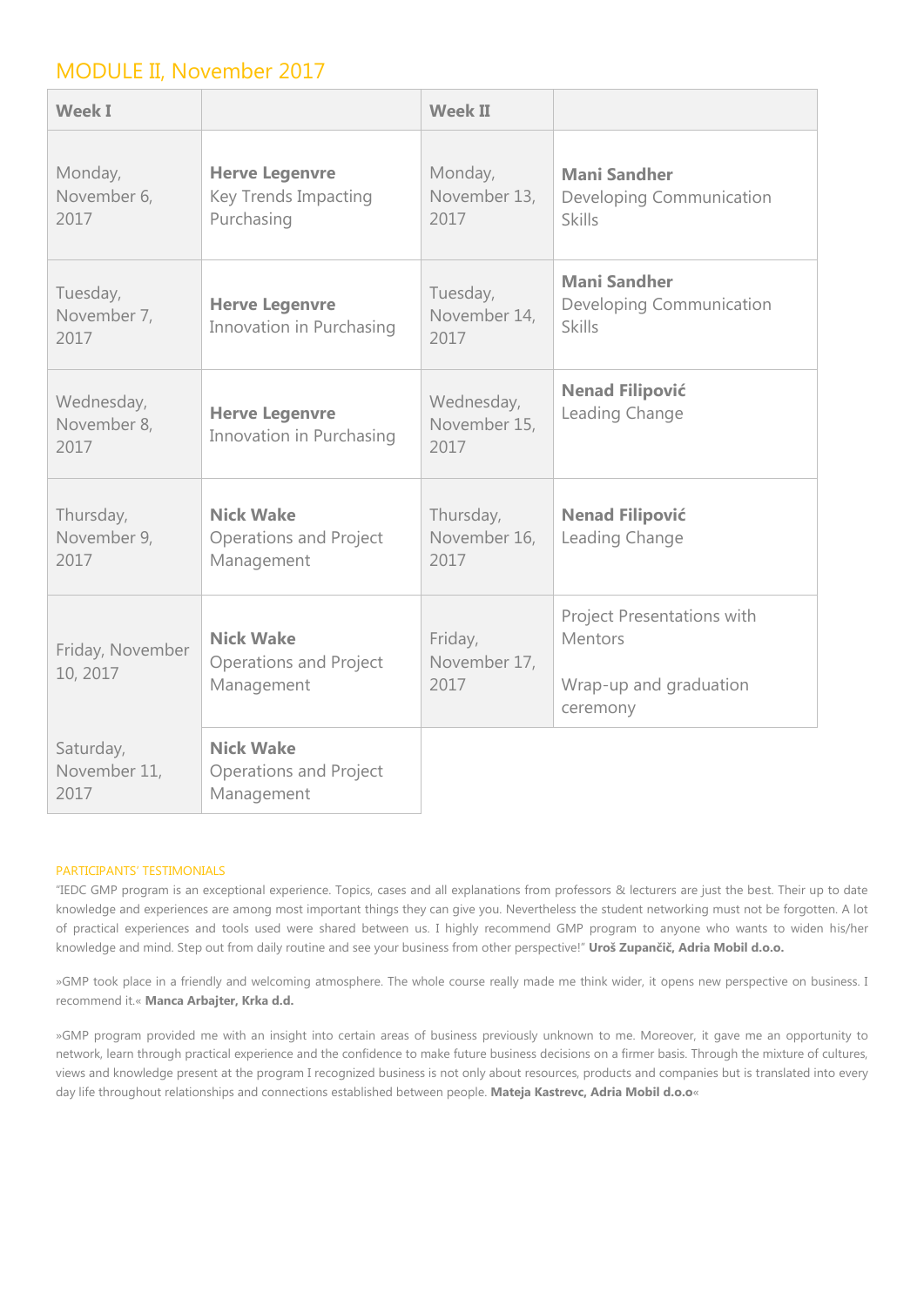## MODULE II, November 2017

| Week I | | Week II | |
|---|---|---|---|
| Monday, November 6, 2017 | **Herve Legenvre** Key Trends Impacting Purchasing | Monday, November 13, 2017 | **Mani Sandher** Developing Communication Skills |
| Tuesday, November 7, 2017 | **Herve Legenvre** Innovation in Purchasing | Tuesday, November 14, 2017 | **Mani Sandher** Developing Communication Skills |
| Wednesday, November 8, 2017 | **Herve Legenvre** Innovation in Purchasing | Wednesday, November 15, 2017 | **Nenad Filipović** Leading Change |
| Thursday, November 9, 2017 | **Nick Wake** Operations and Project Management | Thursday, November 16, 2017 | **Nenad Filipović** Leading Change |
| Friday, November 10, 2017 | **Nick Wake** Operations and Project Management | Friday, November 17, 2017 | Project Presentations with Mentors<br><br>Wrap-up and graduation ceremony |
| Saturday, November 11, 2017 | **Nick Wake** Operations and Project Management | | |

PARTICIPANTS' TESTIMONIALS

"IEDC GMP program is an exceptional experience. Topics, cases and all explanations from professors & lecturers are just the best. Their up to date knowledge and experiences are among most important things they can give you. Nevertheless the student networking must not be forgotten. A lot of practical experiences and tools used were shared between us. I highly recommend GMP program to anyone who wants to widen his/her knowledge and mind. Step out from daily routine and see your business from other perspective!" **Uroš Zupančič, Adria Mobil d.o.o.**

»GMP took place in a friendly and welcoming atmosphere. The whole course really made me think wider, it opens new perspective on business. I recommend it.« **Manca Arbajter, Krka d.d.**

»GMP program provided me with an insight into certain areas of business previously unknown to me. Moreover, it gave me an opportunity to network, learn through practical experience and the confidence to make future business decisions on a firmer basis. Through the mixture of cultures, views and knowledge present at the program I recognized business is not only about resources, products and companies but is translated into every day life throughout relationships and connections established between people. **Mateja Kastrevc, Adria Mobil d.o.o**«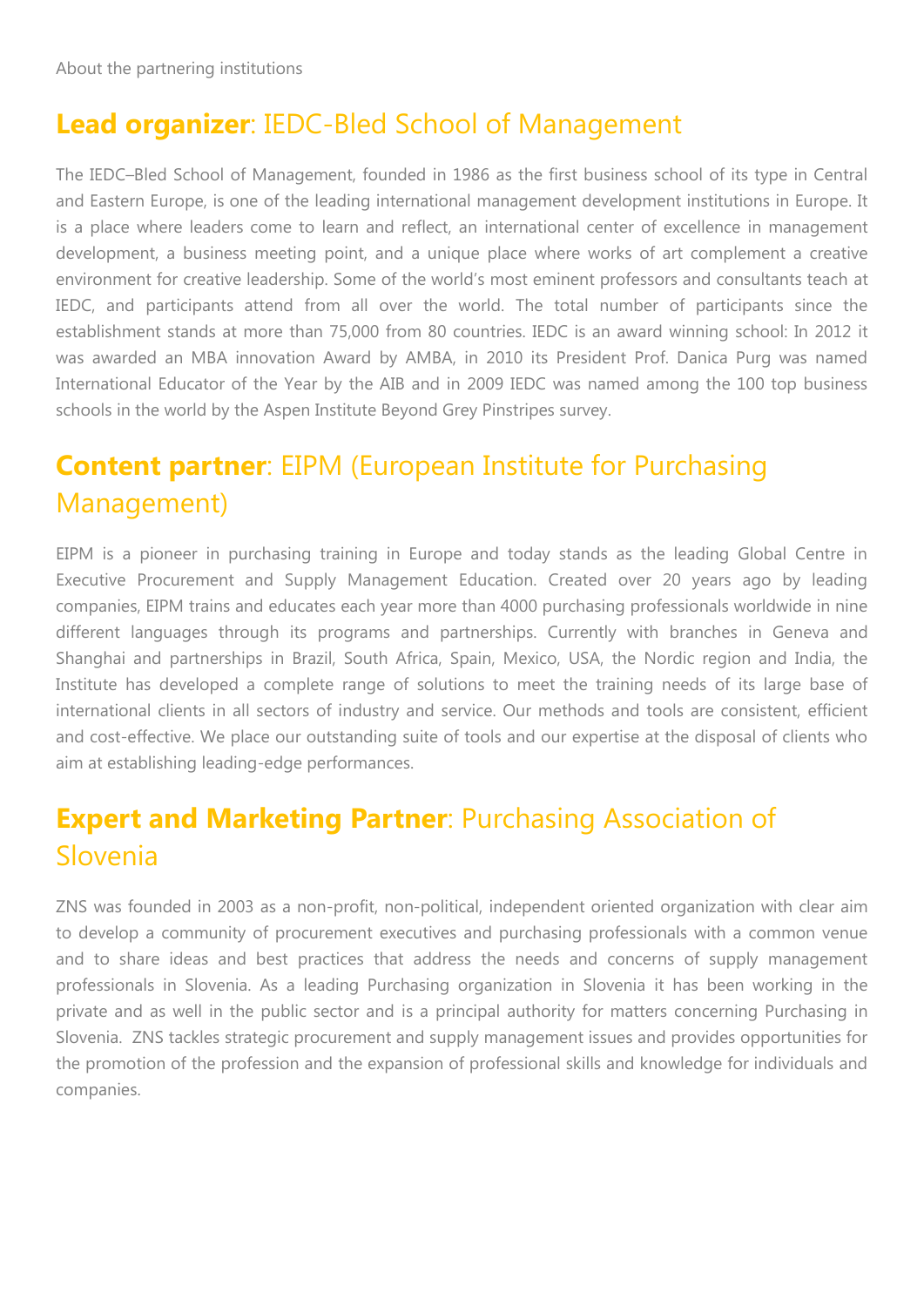About the partnering institutions

## **Lead organizer**: IEDC-Bled School of Management

The IEDC–Bled School of Management, founded in 1986 as the first business school of its type in Central and Eastern Europe, is one of the leading international management development institutions in Europe. It is a place where leaders come to learn and reflect, an international center of excellence in management development, a business meeting point, and a unique place where works of art complement a creative environment for creative leadership. Some of the world's most eminent professors and consultants teach at IEDC, and participants attend from all over the world. The total number of participants since the establishment stands at more than 75,000 from 80 countries. IEDC is an award winning school: In 2012 it was awarded an MBA innovation Award by AMBA, in 2010 its President Prof. Danica Purg was named International Educator of the Year by the AIB and in 2009 IEDC was named among the 100 top business schools in the world by the Aspen Institute Beyond Grey Pinstripes survey.

## **Content partner**: EIPM (European Institute for Purchasing Management)

EIPM is a pioneer in purchasing training in Europe and today stands as the leading Global Centre in Executive Procurement and Supply Management Education. Created over 20 years ago by leading companies, EIPM trains and educates each year more than 4000 purchasing professionals worldwide in nine different languages through its programs and partnerships. Currently with branches in Geneva and Shanghai and partnerships in Brazil, South Africa, Spain, Mexico, USA, the Nordic region and India, the Institute has developed a complete range of solutions to meet the training needs of its large base of international clients in all sectors of industry and service. Our methods and tools are consistent, efficient and cost-effective. We place our outstanding suite of tools and our expertise at the disposal of clients who aim at establishing leading-edge performances.

## **Expert and Marketing Partner**: Purchasing Association of Slovenia

ZNS was founded in 2003 as a non-profit, non-political, independent oriented organization with clear aim to develop a community of procurement executives and purchasing professionals with a common venue and to share ideas and best practices that address the needs and concerns of supply management professionals in Slovenia. As a leading Purchasing organization in Slovenia it has been working in the private and as well in the public sector and is a principal authority for matters concerning Purchasing in Slovenia. ZNS tackles strategic procurement and supply management issues and provides opportunities for the promotion of the profession and the expansion of professional skills and knowledge for individuals and companies.